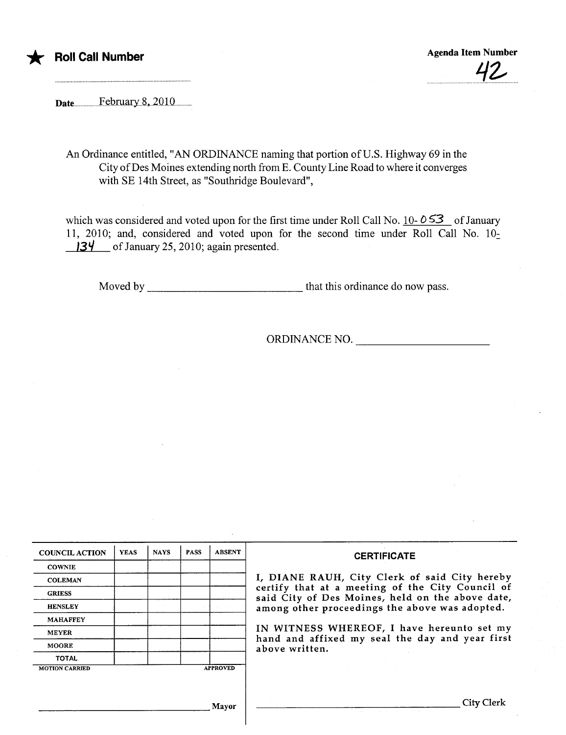★ **Roll Call Number**

**Agenda Item Number**

42

Date February 8, 2010

An Ordinance entitled, "AN ORDINANCE naming that portion of U.S. Highway 69 in the City of Des Moines extending north from E. County Line Road to where it converges with SE 14th Street, as "Southridge Boulevard",

which was considered and voted upon for the first time under Roll Call No. 10- 053 of January 11, 2010; and, considered and voted upon for the second time under Roll Call No. 10- 134 of January 25, 2010; again presented.

Moved by ____________________________ that this ordinance do now pass.

ORDINANCE NO. ________________________

| COUNCIL ACTION | YEAS | NAYS | PASS | ABSENT |
|---|---|---|---|---|
| COWNIE | | | | |
| COLEMAN | | | | |
| GRIESS | | | | |
| HENSLEY | | | | |
| MAHAFFEY | | | | |
| MEYER | | | | |
| MOORE | | | | |
| TOTAL | | | | |

MOTION CARRIED APPROVED

______________________________ Mayor

**CERTIFICATE**

I, DIANE RAUH, City Clerk of said City hereby certify that at a meeting of the City Council of said City of Des Moines, held on the above date, among other proceedings the above was adopted.

IN WITNESS WHEREOF, I have hereunto set my hand and affixed my seal the day and year first above written.

______________________________ City Clerk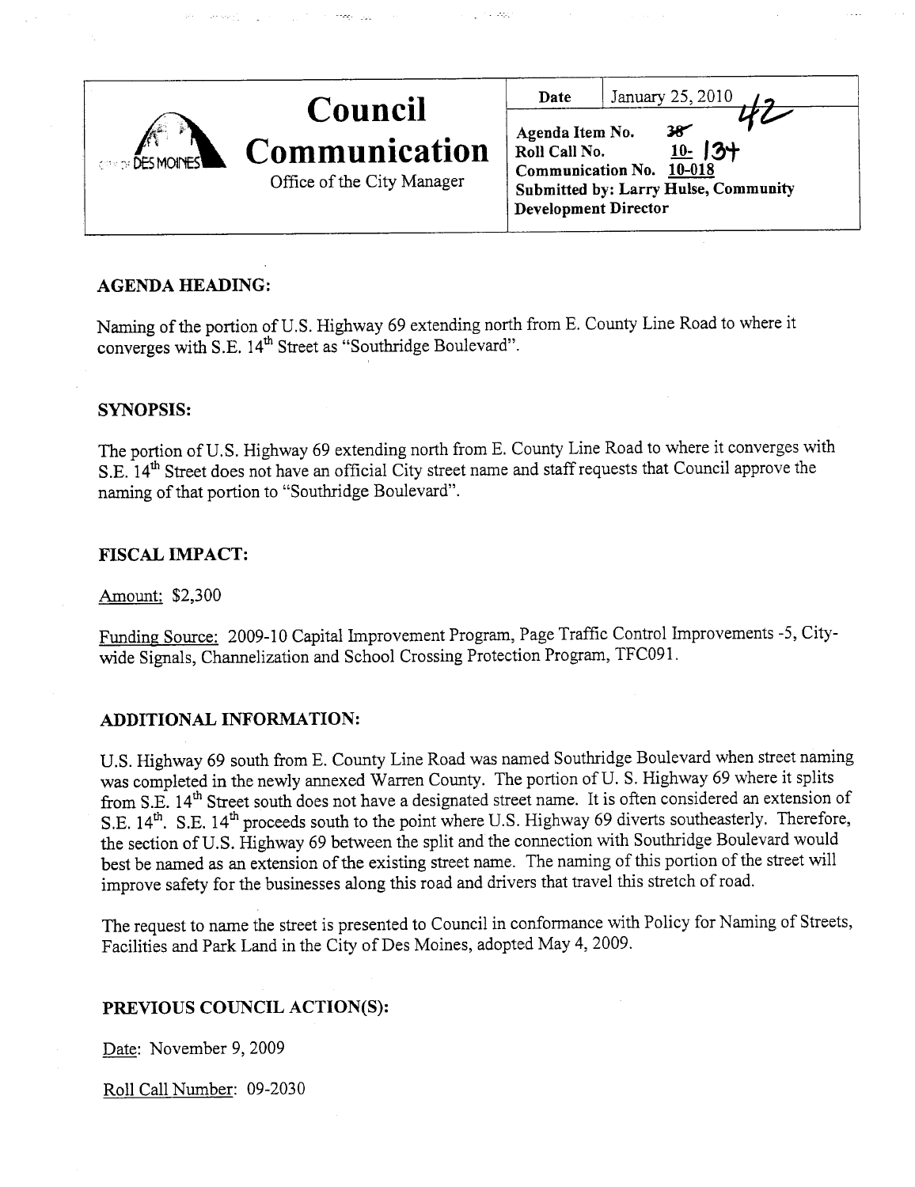# Council Communication

Office of the City Manager

| Date | January 25, 2010 |
|---|---|
| Agenda Item No. | ~~38~~ 42 |
| Roll Call No. | 10- 134 |
| Communication No. | 10-018 |
| Submitted by: Larry Hulse, Community Development Director | |

## AGENDA HEADING:

Naming of the portion of U.S. Highway 69 extending north from E. County Line Road to where it converges with S.E. 14th Street as "Southridge Boulevard".

## SYNOPSIS:

The portion of U.S. Highway 69 extending north from E. County Line Road to where it converges with S.E. 14th Street does not have an official City street name and staff requests that Council approve the naming of that portion to "Southridge Boulevard".

## FISCAL IMPACT:

Amount: $2,300

Funding Source: 2009-10 Capital Improvement Program, Page Traffic Control Improvements -5, City-wide Signals, Channelization and School Crossing Protection Program, TFC091.

## ADDITIONAL INFORMATION:

U.S. Highway 69 south from E. County Line Road was named Southridge Boulevard when street naming was completed in the newly annexed Warren County. The portion of U. S. Highway 69 where it splits from S.E. 14th Street south does not have a designated street name. It is often considered an extension of S.E. 14th. S.E. 14th proceeds south to the point where U.S. Highway 69 diverts southeasterly. Therefore, the section of U.S. Highway 69 between the split and the connection with Southridge Boulevard would best be named as an extension of the existing street name. The naming of this portion of the street will improve safety for the businesses along this road and drivers that travel this stretch of road.

The request to name the street is presented to Council in conformance with Policy for Naming of Streets, Facilities and Park Land in the City of Des Moines, adopted May 4, 2009.

## PREVIOUS COUNCIL ACTION(S):

Date: November 9, 2009

Roll Call Number: 09-2030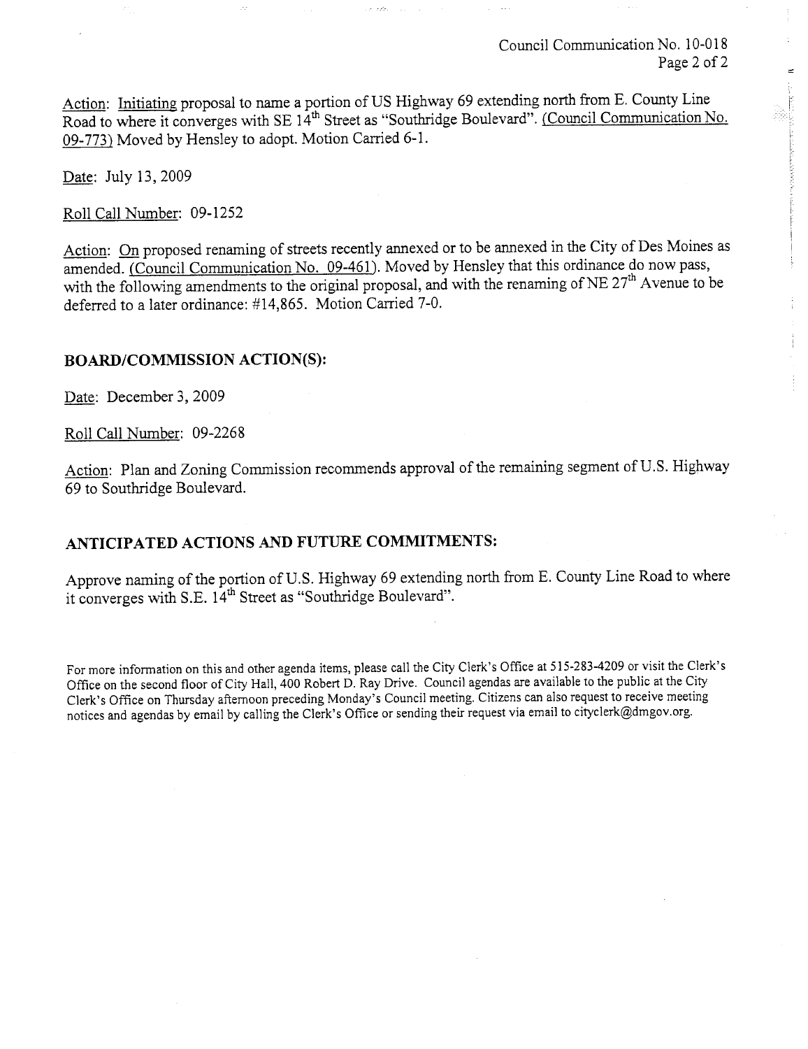Action: Initiating proposal to name a portion of US Highway 69 extending north from E. County Line Road to where it converges with SE 14th Street as "Southridge Boulevard". (Council Communication No. 09-773) Moved by Hensley to adopt. Motion Carried 6-1.

Date: July 13, 2009

Roll Call Number: 09-1252

Action: On proposed renaming of streets recently annexed or to be annexed in the City of Des Moines as amended. (Council Communication No. 09-461). Moved by Hensley that this ordinance do now pass, with the following amendments to the original proposal, and with the renaming of NE 27th Avenue to be deferred to a later ordinance: #14,865. Motion Carried 7-0.

## BOARD/COMMISSION ACTION(S):

Date: December 3, 2009

Roll Call Number: 09-2268

Action: Plan and Zoning Commission recommends approval of the remaining segment of U.S. Highway 69 to Southridge Boulevard.

## ANTICIPATED ACTIONS AND FUTURE COMMITMENTS:

Approve naming of the portion of U.S. Highway 69 extending north from E. County Line Road to where it converges with S.E. 14th Street as "Southridge Boulevard".

For more information on this and other agenda items, please call the City Clerk's Office at 515-283-4209 or visit the Clerk's Office on the second floor of City Hall, 400 Robert D. Ray Drive. Council agendas are available to the public at the City Clerk's Office on Thursday afternoon preceding Monday's Council meeting. Citizens can also request to receive meeting notices and agendas by email by calling the Clerk's Office or sending their request via email to cityclerk@dmgov.org.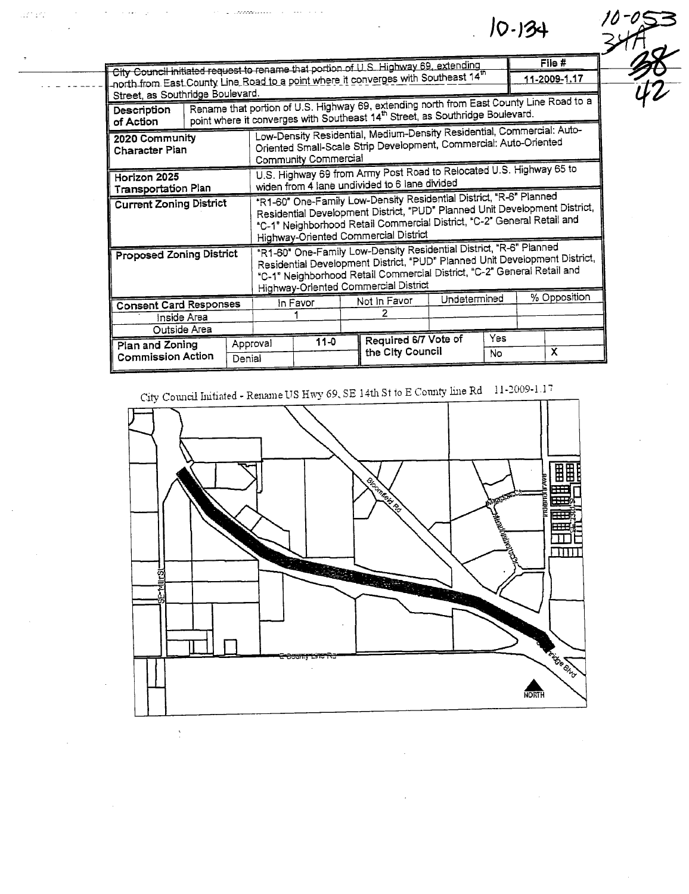10-134

10-053
34A
38
42

| City Council initiated request to rename that portion of U.S. Highway 69, extending north from East County Line Road to a point where it converges with Southeast 14th Street, as Southridge Boulevard. | | | | | | File # |
|---|---|---|---|---|---|---|
| | | | | | | 11-2009-1.17 |
| **Description of Action** | Rename that portion of U.S. Highway 69, extending north from East County Line Road to a point where it converges with Southeast 14th Street, as Southridge Boulevard. | | | | | |
| **2020 Community Character Plan** | Low-Density Residential, Medium-Density Residential, Commercial: Auto-Oriented Small-Scale Strip Development, Commercial: Auto-Oriented Community Commercial | | | | | |
| **Horizon 2025 Transportation Plan** | U.S. Highway 69 from Army Post Road to Relocated U.S. Highway 65 to widen from 4 lane undivided to 6 lane divided | | | | | |
| **Current Zoning District** | "R1-60" One-Family Low-Density Residential District, "R-6" Planned Residential Development District, "PUD" Planned Unit Development District, "C-1" Neighborhood Retail Commercial District, "C-2" General Retail and Highway-Oriented Commercial District | | | | | |
| **Proposed Zoning District** | "R1-60" One-Family Low-Density Residential District, "R-6" Planned Residential Development District, "PUD" Planned Unit Development District, "C-1" Neighborhood Retail Commercial District, "C-2" General Retail and Highway-Oriented Commercial District | | | | | |
| **Consent Card Responses** | | In Favor | Not In Favor | Undetermined | | % Opposition |
| Inside Area | | 1 | 2 | | | |
| Outside Area | | | | | | |
| **Plan and Zoning Commission Action** | Approval | 11-0 | Required 6/7 Vote of the City Council | | Yes | |
| | Denial | | | | No | X |

City Council Initiated - Rename US Hwy 69, SE 14th St to E County line Rd 11-2009-1.17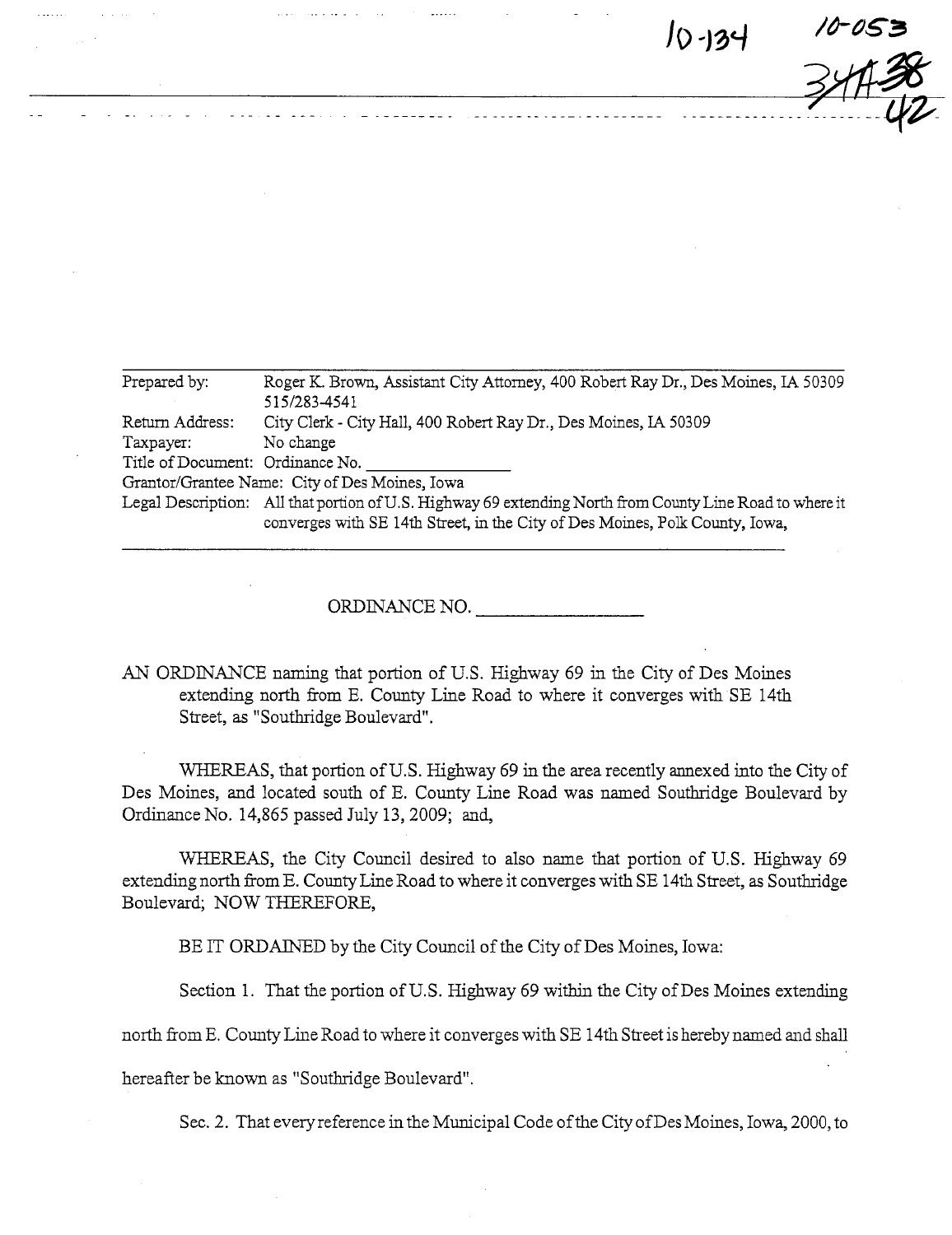10-134 10-053

34A 38 42

| Prepared by: | Roger K. Brown, Assistant City Attorney, 400 Robert Ray Dr., Des Moines, IA 50309 515/283-4541 |
|---|---|
| Return Address: | City Clerk - City Hall, 400 Robert Ray Dr., Des Moines, IA 50309 |
| Taxpayer: | No change |
| Title of Document: | Ordinance No. _______________ |
| Grantor/Grantee Name: | City of Des Moines, Iowa |
| Legal Description: | All that portion of U.S. Highway 69 extending North from County Line Road to where it converges with SE 14th Street, in the City of Des Moines, Polk County, Iowa, |

ORDINANCE NO. _________________

AN ORDINANCE naming that portion of U.S. Highway 69 in the City of Des Moines extending north from E. County Line Road to where it converges with SE 14th Street, as "Southridge Boulevard".

WHEREAS, that portion of U.S. Highway 69 in the area recently annexed into the City of Des Moines, and located south of E. County Line Road was named Southridge Boulevard by Ordinance No. 14,865 passed July 13, 2009; and,

WHEREAS, the City Council desired to also name that portion of U.S. Highway 69 extending north from E. County Line Road to where it converges with SE 14th Street, as Southridge Boulevard; NOW THEREFORE,

BE IT ORDAINED by the City Council of the City of Des Moines, Iowa:

Section 1. That the portion of U.S. Highway 69 within the City of Des Moines extending north from E. County Line Road to where it converges with SE 14th Street is hereby named and shall hereafter be known as "Southridge Boulevard".

Sec. 2. That every reference in the Municipal Code of the City of Des Moines, Iowa, 2000, to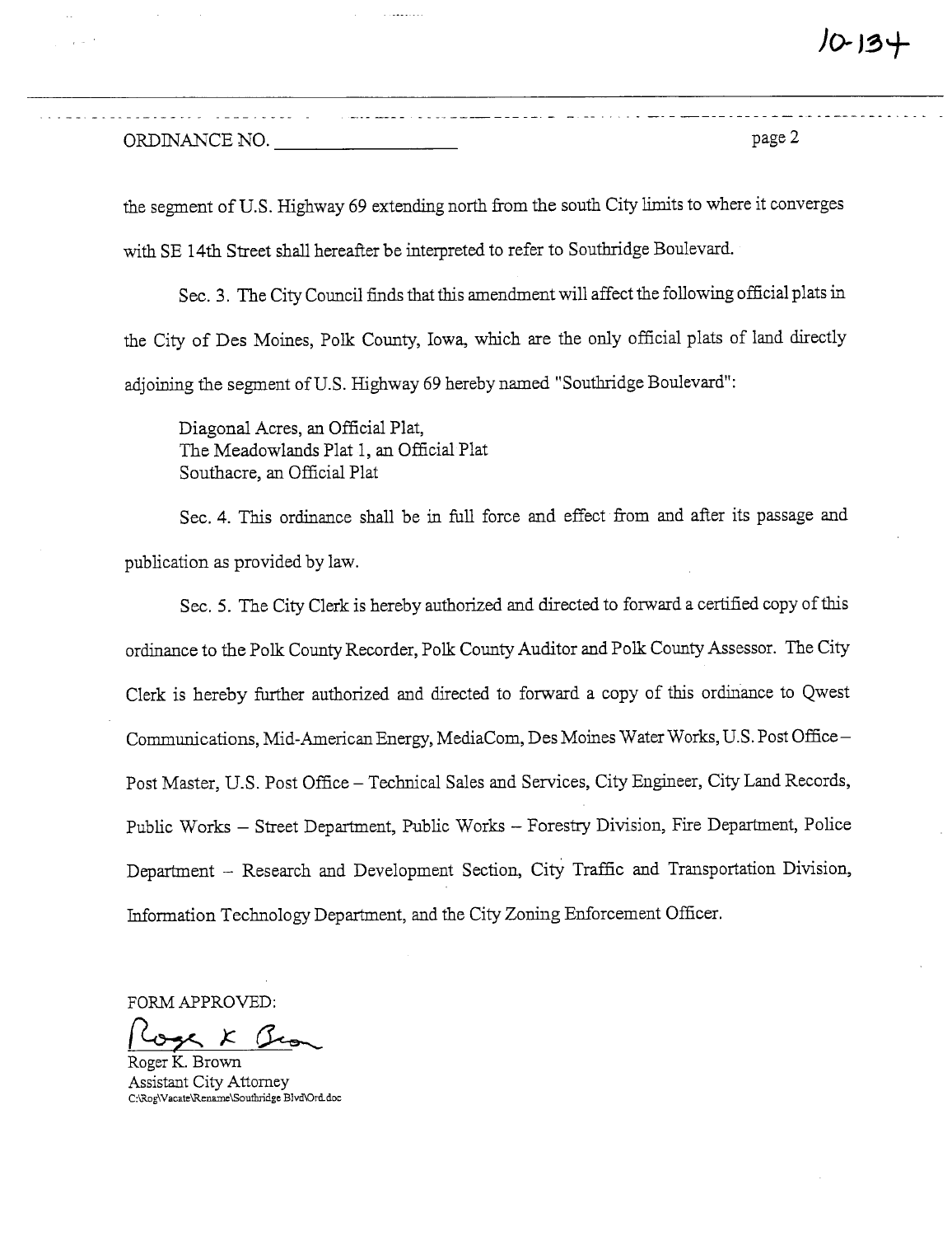10-134

ORDINANCE NO. ____________________

the segment of U.S. Highway 69 extending north from the south City limits to where it converges with SE 14th Street shall hereafter be interpreted to refer to Southridge Boulevard.

Sec. 3. The City Council finds that this amendment will affect the following official plats in the City of Des Moines, Polk County, Iowa, which are the only official plats of land directly adjoining the segment of U.S. Highway 69 hereby named "Southridge Boulevard":

> Diagonal Acres, an Official Plat,
> The Meadowlands Plat 1, an Official Plat
> Southacre, an Official Plat

Sec. 4. This ordinance shall be in full force and effect from and after its passage and publication as provided by law.

Sec. 5. The City Clerk is hereby authorized and directed to forward a certified copy of this ordinance to the Polk County Recorder, Polk County Auditor and Polk County Assessor. The City Clerk is hereby further authorized and directed to forward a copy of this ordinance to Qwest Communications, Mid-American Energy, MediaCom, Des Moines Water Works, U.S. Post Office – Post Master, U.S. Post Office – Technical Sales and Services, City Engineer, City Land Records, Public Works – Street Department, Public Works – Forestry Division, Fire Department, Police Department – Research and Development Section, City Traffic and Transportation Division, Information Technology Department, and the City Zoning Enforcement Officer.

FORM APPROVED:

Roger K. Brown
Assistant City Attorney
C:\Rog\Vacate\Rename\Southridge Blvd\Ord.doc